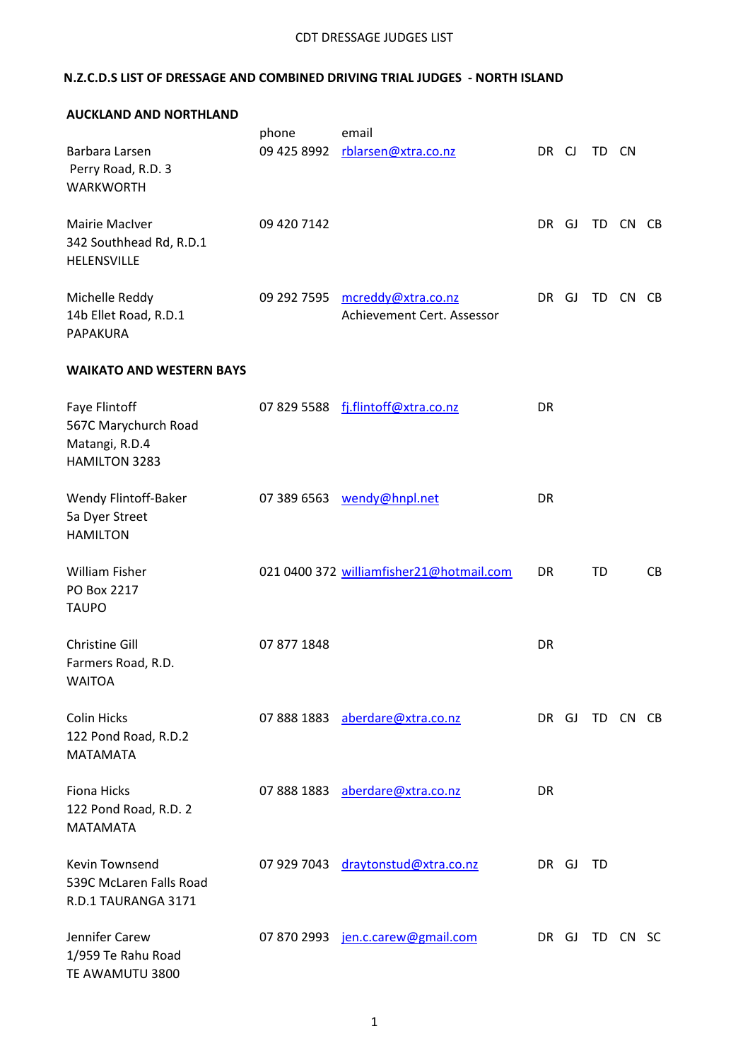CDT DRESSAGE JUDGES LIST

## N.Z.C.D.S LIST OF DRESSAGE AND COMBINED DRIVING TRIAL JUDGES - NORTH ISLAND

### AUCKLAND AND NORTHLAND

| Name / Address | phone | email | | | | | |
|---|---|---|---|---|---|---|---|
| Barbara Larsen<br>Perry Road, R.D. 3<br>WARKWORTH | 09 425 8992 | rblarsen@xtra.co.nz | DR | CJ | TD | CN | |
| Mairie MacIver<br>342 Southhead Rd, R.D.1<br>HELENSVILLE | 09 420 7142 | | DR | GJ | TD | CN | CB |
| Michelle Reddy<br>14b Ellet Road, R.D.1<br>PAPAKURA | 09 292 7595 | mcreddy@xtra.co.nz<br>Achievement Cert. Assessor | DR | GJ | TD | CN | CB |

### WAIKATO AND WESTERN BAYS

| Name / Address | phone | email | | | | | |
|---|---|---|---|---|---|---|---|
| Faye Flintoff<br>567C Marychurch Road<br>Matangi, R.D.4<br>HAMILTON 3283 | 07 829 5588 | fj.flintoff@xtra.co.nz | DR | | | | |
| Wendy Flintoff-Baker<br>5a Dyer Street<br>HAMILTON | 07 389 6563 | wendy@hnpl.net | DR | | | | |
| William Fisher<br>PO Box 2217<br>TAUPO | 021 0400 372 | williamfisher21@hotmail.com | DR | | TD | | CB |
| Christine Gill<br>Farmers Road, R.D.<br>WAITOA | 07 877 1848 | | DR | | | | |
| Colin Hicks<br>122 Pond Road, R.D.2<br>MATAMATA | 07 888 1883 | aberdare@xtra.co.nz | DR | GJ | TD | CN | CB |
| Fiona Hicks<br>122 Pond Road, R.D. 2<br>MATAMATA | 07 888 1883 | aberdare@xtra.co.nz | DR | | | | |
| Kevin Townsend<br>539C McLaren Falls Road<br>R.D.1 TAURANGA 3171 | 07 929 7043 | draytonstud@xtra.co.nz | DR | GJ | TD | | |
| Jennifer Carew<br>1/959 Te Rahu Road<br>TE AWAMUTU 3800 | 07 870 2993 | jen.c.carew@gmail.com | DR | GJ | TD | CN | SC |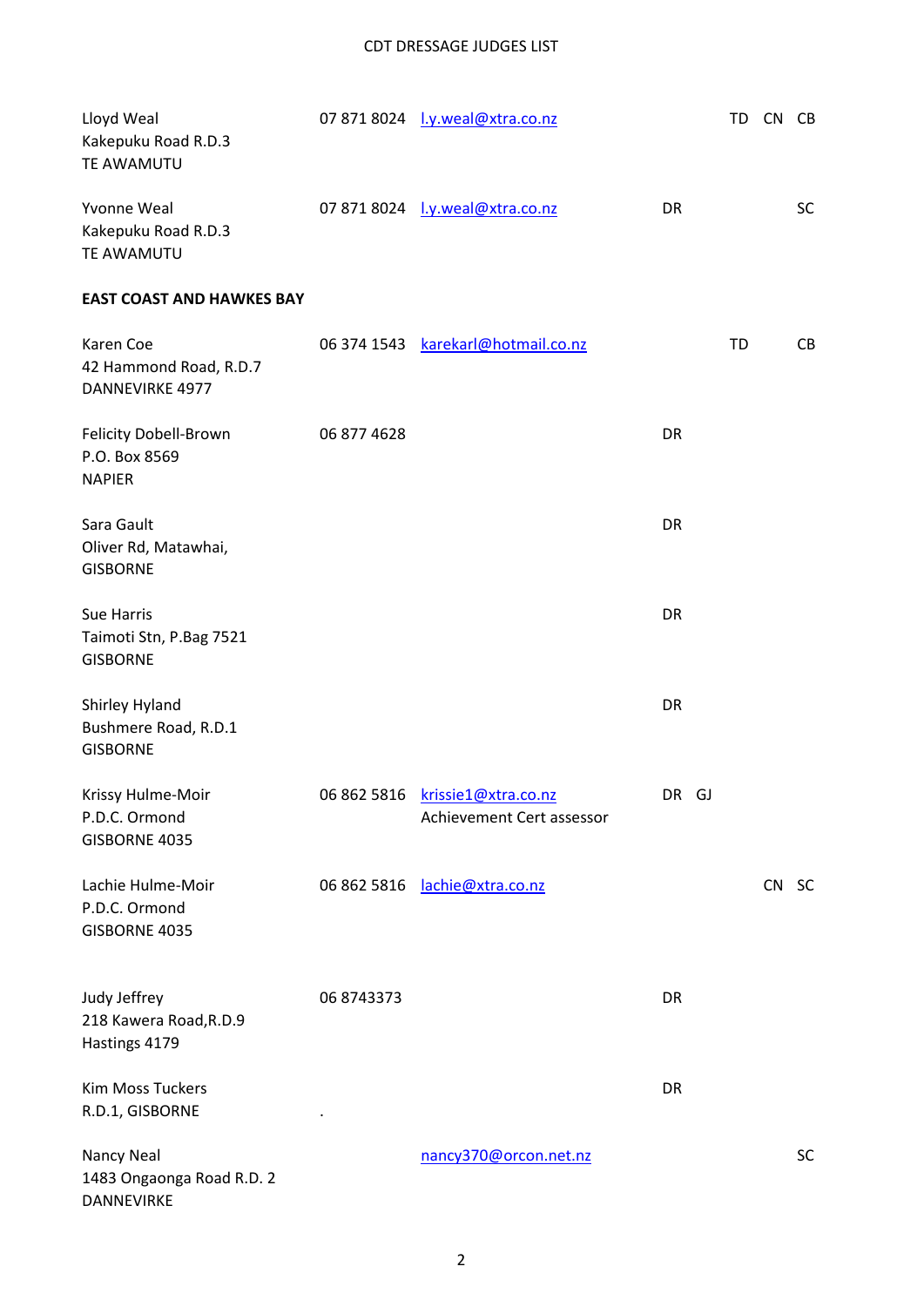| Name / Address | Phone | Email | | | | | |
|---|---|---|---|---|---|---|---|
| Lloyd Weal<br>Kakepuku Road R.D.3<br>TE AWAMUTU | 07 871 8024 | l.y.weal@xtra.co.nz | | | TD | CN | CB |
| Yvonne Weal<br>Kakepuku Road R.D.3<br>TE AWAMUTU | 07 871 8024 | l.y.weal@xtra.co.nz | DR | | | | SC |

**EAST COAST AND HAWKES BAY**

| Name / Address | Phone | Email | | | | | |
|---|---|---|---|---|---|---|---|
| Karen Coe<br>42 Hammond Road, R.D.7<br>DANNEVIRKE 4977 | 06 374 1543 | karekarl@hotmail.co.nz | | | TD | | CB |
| Felicity Dobell-Brown<br>P.O. Box 8569<br>NAPIER | 06 877 4628 | | DR | | | | |
| Sara Gault<br>Oliver Rd, Matawhai,<br>GISBORNE | | | DR | | | | |
| Sue Harris<br>Taimoti Stn, P.Bag 7521<br>GISBORNE | | | DR | | | | |
| Shirley Hyland<br>Bushmere Road, R.D.1<br>GISBORNE | | | DR | | | | |
| Krissy Hulme-Moir<br>P.D.C. Ormond<br>GISBORNE 4035 | 06 862 5816 | krissie1@xtra.co.nz<br>Achievement Cert assessor | DR | GJ | | | |
| Lachie Hulme-Moir<br>P.D.C. Ormond<br>GISBORNE 4035 | 06 862 5816 | lachie@xtra.co.nz | | | | CN | SC |
| Judy Jeffrey<br>218 Kawera Road,R.D.9<br>Hastings 4179 | 06 8743373 | | DR | | | | |
| Kim Moss Tuckers<br>R.D.1, GISBORNE | . | | DR | | | | |
| Nancy Neal<br>1483 Ongaonga Road R.D. 2<br>DANNEVIRKE | | nancy370@orcon.net.nz | | | | | SC |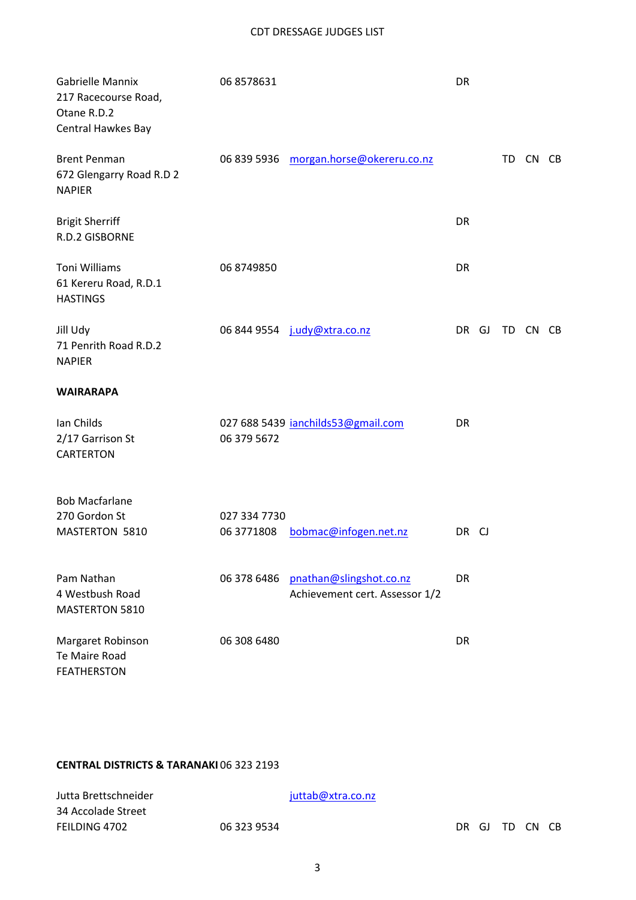| Name / Address | Phone | Email | DR | GJ/CJ | TD | CN | CB |
|---|---|---|---|---|---|---|---|
| Gabrielle Mannix<br>217 Racecourse Road,<br>Otane R.D.2<br>Central Hawkes Bay | 06 8578631 | | DR | | | | |
| Brent Penman<br>672 Glengarry Road R.D 2<br>NAPIER | 06 839 5936 | morgan.horse@okereru.co.nz | | | TD | CN | CB |
| Brigit Sherriff<br>R.D.2 GISBORNE | | | DR | | | | |
| Toni Williams<br>61 Kereru Road, R.D.1<br>HASTINGS | 06 8749850 | | DR | | | | |
| Jill Udy<br>71 Penrith Road R.D.2<br>NAPIER | 06 844 9554 | j.udy@xtra.co.nz | DR | GJ | TD | CN | CB |

**WAIRARAPA**

| Name / Address | Phone | Email | DR | GJ/CJ | TD | CN | CB |
|---|---|---|---|---|---|---|---|
| Ian Childs<br>2/17 Garrison St<br>CARTERTON | 027 688 5439<br>06 379 5672 | ianchilds53@gmail.com | DR | | | | |
| Bob Macfarlane<br>270 Gordon St<br>MASTERTON 5810 | 027 334 7730<br>06 3771808 | bobmac@infogen.net.nz | DR | CJ | | | |
| Pam Nathan<br>4 Westbush Road<br>MASTERTON 5810 | 06 378 6486 | pnathan@slingshot.co.nz<br>Achievement cert. Assessor 1/2 | DR | | | | |
| Margaret Robinson<br>Te Maire Road<br>FEATHERSTON | 06 308 6480 | | DR | | | | |

**CENTRAL DISTRICTS & TARANAKI** 06 323 2193

| Name / Address | Phone | Email | DR | GJ/CJ | TD | CN | CB |
|---|---|---|---|---|---|---|---|
| Jutta Brettschneider<br>34 Accolade Street<br>FEILDING 4702 | 06 323 9534 | juttab@xtra.co.nz | DR | GJ | TD | CN | CB |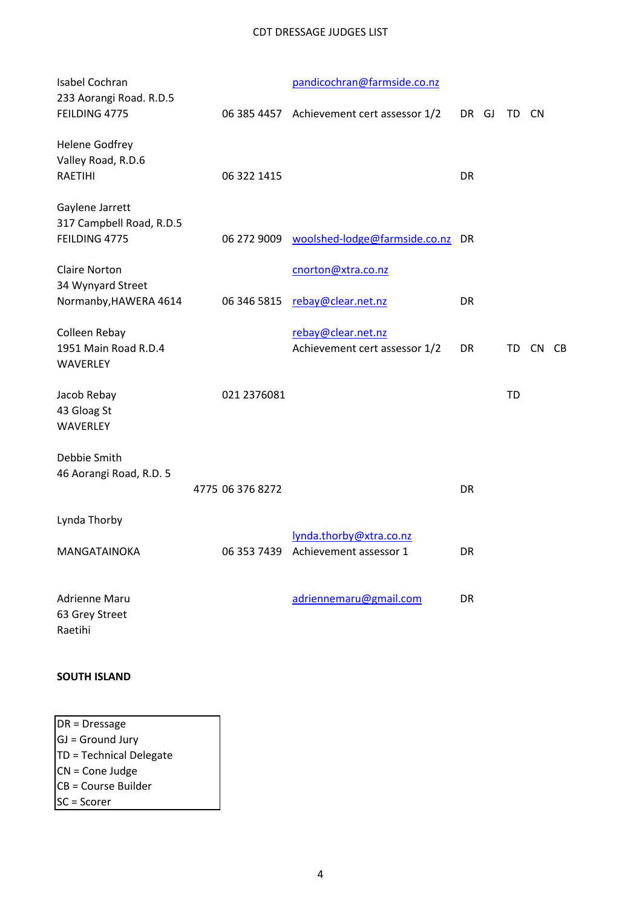CDT DRESSAGE JUDGES LIST

| | | | | | | | |
|---|---|---|---|---|---|---|---|
| Isabel Cochran<br>233 Aorangi Road. R.D.5<br>FEILDING 4775 | 06 385 4457 | pandicochran@farmside.co.nz<br>Achievement cert assessor 1/2 | DR | GJ | TD | CN | |
| Helene Godfrey<br>Valley Road, R.D.6<br>RAETIHI | 06 322 1415 | | DR | | | | |
| Gaylene Jarrett<br>317 Campbell Road, R.D.5<br>FEILDING 4775 | 06 272 9009 | woolshed-lodge@farmside.co.nz | DR | | | | |
| Claire Norton<br>34 Wynyard Street<br>Normanby,HAWERA 4614 | 06 346 5815 | cnorton@xtra.co.nz<br>rebay@clear.net.nz | DR | | | | |
| Colleen Rebay<br>1951 Main Road R.D.4<br>WAVERLEY | | rebay@clear.net.nz<br>Achievement cert assessor 1/2 | DR | | TD | CN | CB |
| Jacob Rebay<br>43 Gloag St<br>WAVERLEY | 021 2376081 | | | | TD | | |
| Debbie Smith<br>46 Aorangi Road, R.D. 5 | 4775 06 376 8272 | | DR | | | | |
| Lynda Thorby<br><br>MANGATAINOKA | 06 353 7439 | lynda.thorby@xtra.co.nz<br>Achievement assessor 1 | DR | | | | |
| Adrienne Maru<br>63 Grey Street<br>Raetihi | | adriennemaru@gmail.com | DR | | | | |

**SOUTH ISLAND**

DR = Dressage
GJ = Ground Jury
TD = Technical Delegate
CN = Cone Judge
CB = Course Builder
SC = Scorer